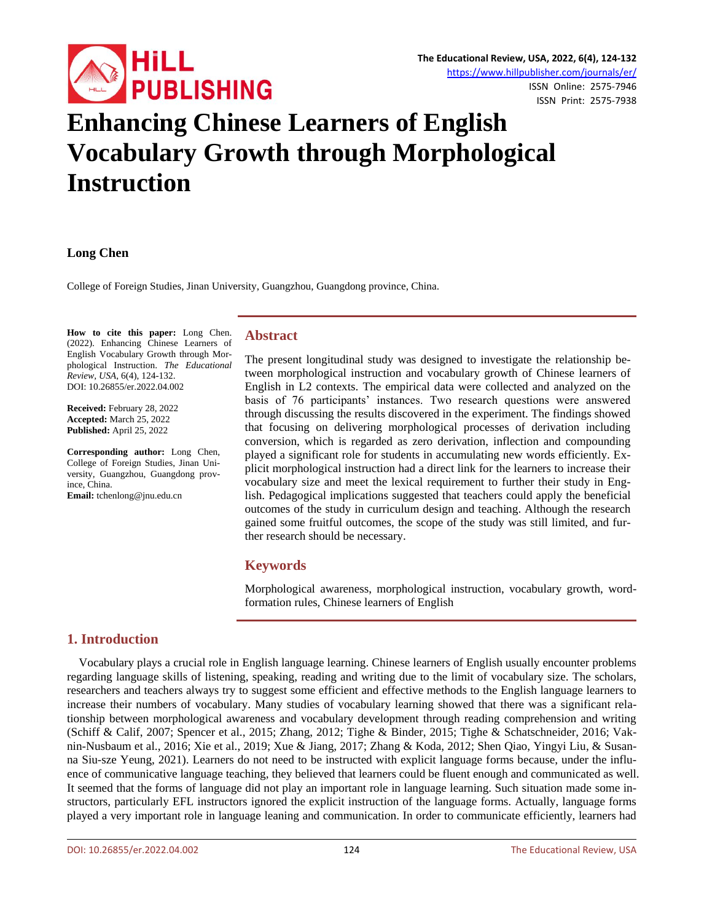# Enhancing Chinese Learners of English Vocabulary Growth through Morphological Instruction

**Long Chen**

College of Foreign Studies, Jinan University, Guangzhou, Guangdong province, China.

**How to cite this paper:** Long Chen. (2022). Enhancing Chinese Learners of English Vocabulary Growth through Morphological Instruction. *The Educational Review, USA*, 6(4), 124-132.
DOI: 10.26855/er.2022.04.002

**Received:** February 28, 2022
**Accepted:** March 25, 2022
**Published:** April 25, 2022

**Corresponding author:** Long Chen, College of Foreign Studies, Jinan University, Guangzhou, Guangdong province, China.
**Email:** tchenlong@jnu.edu.cn

## Abstract

The present longitudinal study was designed to investigate the relationship between morphological instruction and vocabulary growth of Chinese learners of English in L2 contexts. The empirical data were collected and analyzed on the basis of 76 participants' instances. Two research questions were answered through discussing the results discovered in the experiment. The findings showed that focusing on delivering morphological processes of derivation including conversion, which is regarded as zero derivation, inflection and compounding played a significant role for students in accumulating new words efficiently. Explicit morphological instruction had a direct link for the learners to increase their vocabulary size and meet the lexical requirement to further their study in English. Pedagogical implications suggested that teachers could apply the beneficial outcomes of the study in curriculum design and teaching. Although the research gained some fruitful outcomes, the scope of the study was still limited, and further research should be necessary.

## Keywords

Morphological awareness, morphological instruction, vocabulary growth, word-formation rules, Chinese learners of English

## 1. Introduction

Vocabulary plays a crucial role in English language learning. Chinese learners of English usually encounter problems regarding language skills of listening, speaking, reading and writing due to the limit of vocabulary size. The scholars, researchers and teachers always try to suggest some efficient and effective methods to the English language learners to increase their numbers of vocabulary. Many studies of vocabulary learning showed that there was a significant relationship between morphological awareness and vocabulary development through reading comprehension and writing (Schiff & Calif, 2007; Spencer et al., 2015; Zhang, 2012; Tighe & Binder, 2015; Tighe & Schatschneider, 2016; Vaknin-Nusbaum et al., 2016; Xie et al., 2019; Xue & Jiang, 2017; Zhang & Koda, 2012; Shen Qiao, Yingyi Liu, & Susanna Siu-sze Yeung, 2021). Learners do not need to be instructed with explicit language forms because, under the influence of communicative language teaching, they believed that learners could be fluent enough and communicated as well. It seemed that the forms of language did not play an important role in language learning. Such situation made some instructors, particularly EFL instructors ignored the explicit instruction of the language forms. Actually, language forms played a very important role in language leaning and communication. In order to communicate efficiently, learners had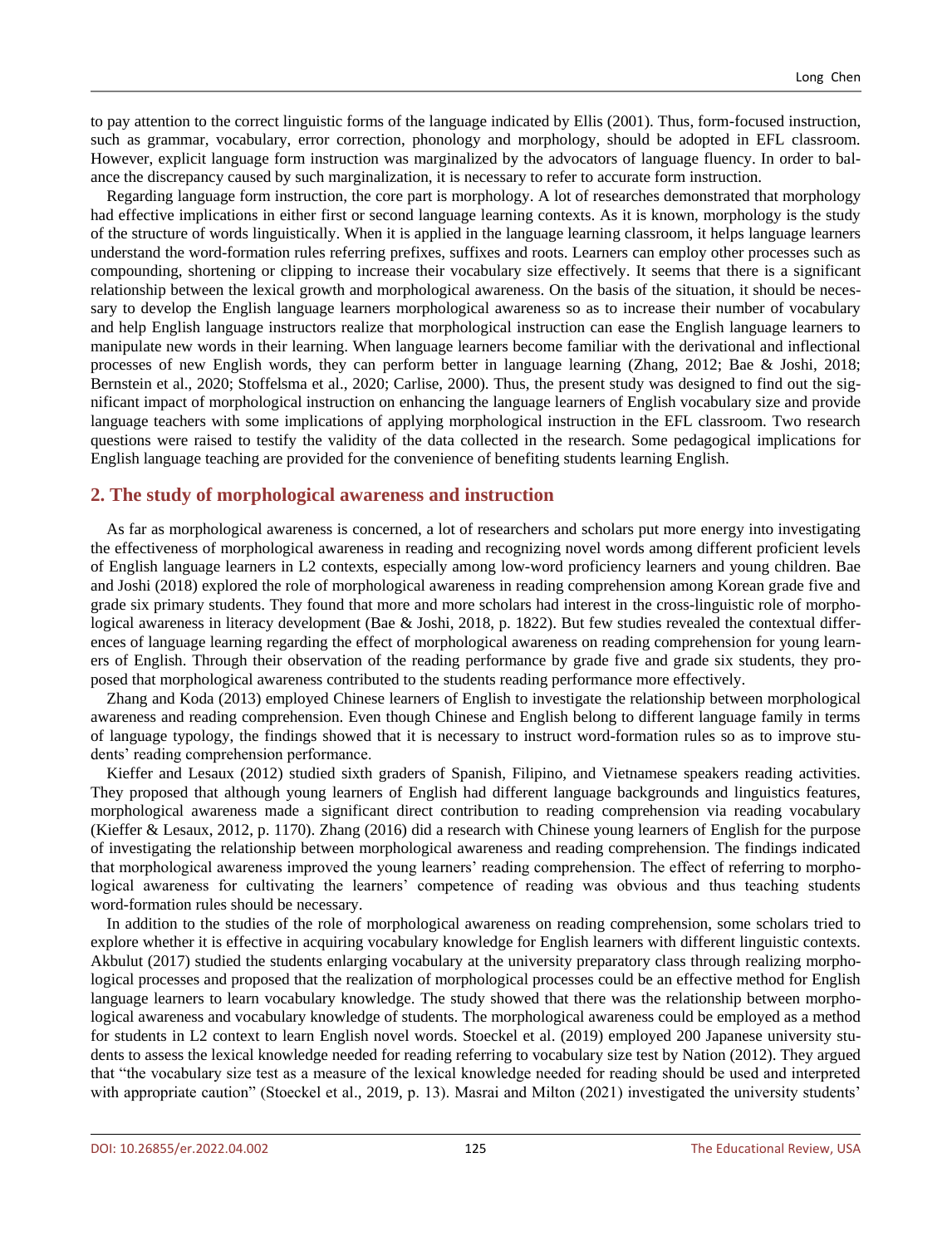to pay attention to the correct linguistic forms of the language indicated by Ellis (2001). Thus, form-focused instruction, such as grammar, vocabulary, error correction, phonology and morphology, should be adopted in EFL classroom. However, explicit language form instruction was marginalized by the advocators of language fluency. In order to balance the discrepancy caused by such marginalization, it is necessary to refer to accurate form instruction.

Regarding language form instruction, the core part is morphology. A lot of researches demonstrated that morphology had effective implications in either first or second language learning contexts. As it is known, morphology is the study of the structure of words linguistically. When it is applied in the language learning classroom, it helps language learners understand the word-formation rules referring prefixes, suffixes and roots. Learners can employ other processes such as compounding, shortening or clipping to increase their vocabulary size effectively. It seems that there is a significant relationship between the lexical growth and morphological awareness. On the basis of the situation, it should be necessary to develop the English language learners morphological awareness so as to increase their number of vocabulary and help English language instructors realize that morphological instruction can ease the English language learners to manipulate new words in their learning. When language learners become familiar with the derivational and inflectional processes of new English words, they can perform better in language learning (Zhang, 2012; Bae & Joshi, 2018; Bernstein et al., 2020; Stoffelsma et al., 2020; Carlise, 2000). Thus, the present study was designed to find out the significant impact of morphological instruction on enhancing the language learners of English vocabulary size and provide language teachers with some implications of applying morphological instruction in the EFL classroom. Two research questions were raised to testify the validity of the data collected in the research. Some pedagogical implications for English language teaching are provided for the convenience of benefiting students learning English.

## 2. The study of morphological awareness and instruction

As far as morphological awareness is concerned, a lot of researchers and scholars put more energy into investigating the effectiveness of morphological awareness in reading and recognizing novel words among different proficient levels of English language learners in L2 contexts, especially among low-word proficiency learners and young children. Bae and Joshi (2018) explored the role of morphological awareness in reading comprehension among Korean grade five and grade six primary students. They found that more and more scholars had interest in the cross-linguistic role of morphological awareness in literacy development (Bae & Joshi, 2018, p. 1822). But few studies revealed the contextual differences of language learning regarding the effect of morphological awareness on reading comprehension for young learners of English. Through their observation of the reading performance by grade five and grade six students, they proposed that morphological awareness contributed to the students reading performance more effectively.

Zhang and Koda (2013) employed Chinese learners of English to investigate the relationship between morphological awareness and reading comprehension. Even though Chinese and English belong to different language family in terms of language typology, the findings showed that it is necessary to instruct word-formation rules so as to improve students' reading comprehension performance.

Kieffer and Lesaux (2012) studied sixth graders of Spanish, Filipino, and Vietnamese speakers reading activities. They proposed that although young learners of English had different language backgrounds and linguistics features, morphological awareness made a significant direct contribution to reading comprehension via reading vocabulary (Kieffer & Lesaux, 2012, p. 1170). Zhang (2016) did a research with Chinese young learners of English for the purpose of investigating the relationship between morphological awareness and reading comprehension. The findings indicated that morphological awareness improved the young learners' reading comprehension. The effect of referring to morphological awareness for cultivating the learners' competence of reading was obvious and thus teaching students word-formation rules should be necessary.

In addition to the studies of the role of morphological awareness on reading comprehension, some scholars tried to explore whether it is effective in acquiring vocabulary knowledge for English learners with different linguistic contexts. Akbulut (2017) studied the students enlarging vocabulary at the university preparatory class through realizing morphological processes and proposed that the realization of morphological processes could be an effective method for English language learners to learn vocabulary knowledge. The study showed that there was the relationship between morphological awareness and vocabulary knowledge of students. The morphological awareness could be employed as a method for students in L2 context to learn English novel words. Stoeckel et al. (2019) employed 200 Japanese university students to assess the lexical knowledge needed for reading referring to vocabulary size test by Nation (2012). They argued that "the vocabulary size test as a measure of the lexical knowledge needed for reading should be used and interpreted with appropriate caution" (Stoeckel et al., 2019, p. 13). Masrai and Milton (2021) investigated the university students'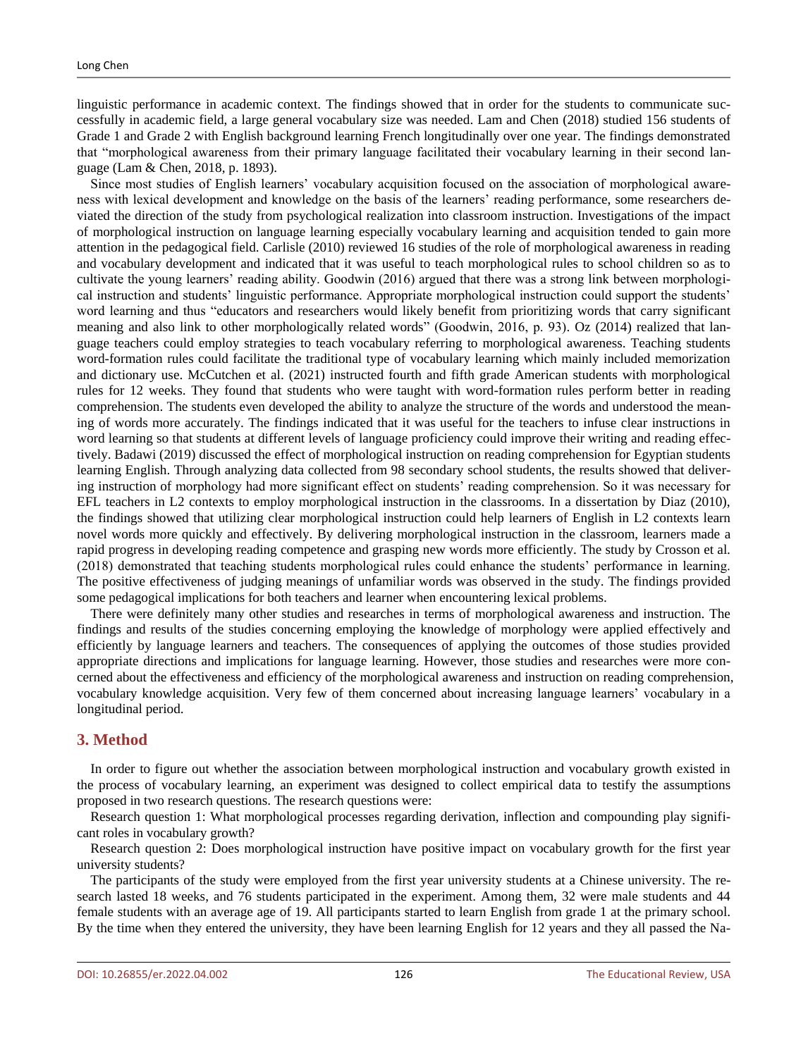linguistic performance in academic context. The findings showed that in order for the students to communicate successfully in academic field, a large general vocabulary size was needed. Lam and Chen (2018) studied 156 students of Grade 1 and Grade 2 with English background learning French longitudinally over one year. The findings demonstrated that "morphological awareness from their primary language facilitated their vocabulary learning in their second language (Lam & Chen, 2018, p. 1893).

Since most studies of English learners' vocabulary acquisition focused on the association of morphological awareness with lexical development and knowledge on the basis of the learners' reading performance, some researchers deviated the direction of the study from psychological realization into classroom instruction. Investigations of the impact of morphological instruction on language learning especially vocabulary learning and acquisition tended to gain more attention in the pedagogical field. Carlisle (2010) reviewed 16 studies of the role of morphological awareness in reading and vocabulary development and indicated that it was useful to teach morphological rules to school children so as to cultivate the young learners' reading ability. Goodwin (2016) argued that there was a strong link between morphological instruction and students' linguistic performance. Appropriate morphological instruction could support the students' word learning and thus "educators and researchers would likely benefit from prioritizing words that carry significant meaning and also link to other morphologically related words" (Goodwin, 2016, p. 93). Oz (2014) realized that language teachers could employ strategies to teach vocabulary referring to morphological awareness. Teaching students word-formation rules could facilitate the traditional type of vocabulary learning which mainly included memorization and dictionary use. McCutchen et al. (2021) instructed fourth and fifth grade American students with morphological rules for 12 weeks. They found that students who were taught with word-formation rules perform better in reading comprehension. The students even developed the ability to analyze the structure of the words and understood the meaning of words more accurately. The findings indicated that it was useful for the teachers to infuse clear instructions in word learning so that students at different levels of language proficiency could improve their writing and reading effectively. Badawi (2019) discussed the effect of morphological instruction on reading comprehension for Egyptian students learning English. Through analyzing data collected from 98 secondary school students, the results showed that delivering instruction of morphology had more significant effect on students' reading comprehension. So it was necessary for EFL teachers in L2 contexts to employ morphological instruction in the classrooms. In a dissertation by Diaz (2010), the findings showed that utilizing clear morphological instruction could help learners of English in L2 contexts learn novel words more quickly and effectively. By delivering morphological instruction in the classroom, learners made a rapid progress in developing reading competence and grasping new words more efficiently. The study by Crosson et al. (2018) demonstrated that teaching students morphological rules could enhance the students' performance in learning. The positive effectiveness of judging meanings of unfamiliar words was observed in the study. The findings provided some pedagogical implications for both teachers and learner when encountering lexical problems.

There were definitely many other studies and researches in terms of morphological awareness and instruction. The findings and results of the studies concerning employing the knowledge of morphology were applied effectively and efficiently by language learners and teachers. The consequences of applying the outcomes of those studies provided appropriate directions and implications for language learning. However, those studies and researches were more concerned about the effectiveness and efficiency of the morphological awareness and instruction on reading comprehension, vocabulary knowledge acquisition. Very few of them concerned about increasing language learners' vocabulary in a longitudinal period.

## 3. Method

In order to figure out whether the association between morphological instruction and vocabulary growth existed in the process of vocabulary learning, an experiment was designed to collect empirical data to testify the assumptions proposed in two research questions. The research questions were:

Research question 1: What morphological processes regarding derivation, inflection and compounding play significant roles in vocabulary growth?

Research question 2: Does morphological instruction have positive impact on vocabulary growth for the first year university students?

The participants of the study were employed from the first year university students at a Chinese university. The research lasted 18 weeks, and 76 students participated in the experiment. Among them, 32 were male students and 44 female students with an average age of 19. All participants started to learn English from grade 1 at the primary school. By the time when they entered the university, they have been learning English for 12 years and they all passed the Na-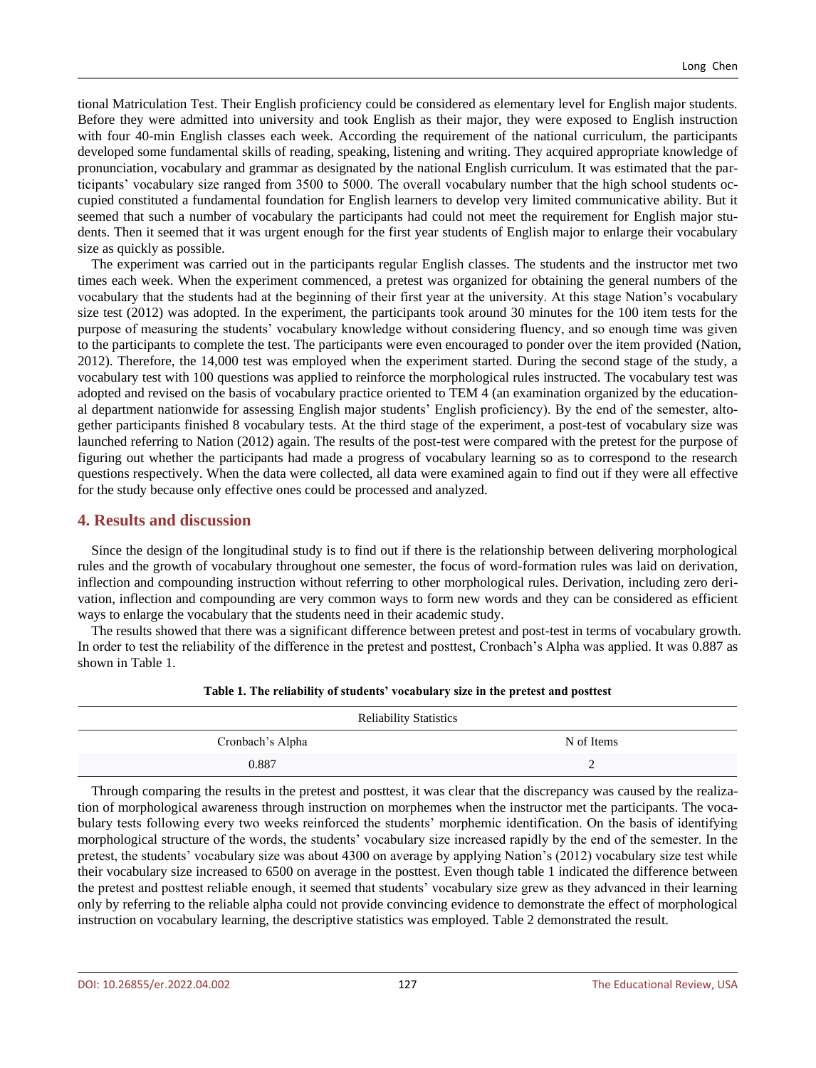tional Matriculation Test. Their English proficiency could be considered as elementary level for English major students. Before they were admitted into university and took English as their major, they were exposed to English instruction with four 40-min English classes each week. According the requirement of the national curriculum, the participants developed some fundamental skills of reading, speaking, listening and writing. They acquired appropriate knowledge of pronunciation, vocabulary and grammar as designated by the national English curriculum. It was estimated that the participants' vocabulary size ranged from 3500 to 5000. The overall vocabulary number that the high school students occupied constituted a fundamental foundation for English learners to develop very limited communicative ability. But it seemed that such a number of vocabulary the participants had could not meet the requirement for English major students. Then it seemed that it was urgent enough for the first year students of English major to enlarge their vocabulary size as quickly as possible.

The experiment was carried out in the participants regular English classes. The students and the instructor met two times each week. When the experiment commenced, a pretest was organized for obtaining the general numbers of the vocabulary that the students had at the beginning of their first year at the university. At this stage Nation's vocabulary size test (2012) was adopted. In the experiment, the participants took around 30 minutes for the 100 item tests for the purpose of measuring the students' vocabulary knowledge without considering fluency, and so enough time was given to the participants to complete the test. The participants were even encouraged to ponder over the item provided (Nation, 2012). Therefore, the 14,000 test was employed when the experiment started. During the second stage of the study, a vocabulary test with 100 questions was applied to reinforce the morphological rules instructed. The vocabulary test was adopted and revised on the basis of vocabulary practice oriented to TEM 4 (an examination organized by the educational department nationwide for assessing English major students' English proficiency). By the end of the semester, altogether participants finished 8 vocabulary tests. At the third stage of the experiment, a post-test of vocabulary size was launched referring to Nation (2012) again. The results of the post-test were compared with the pretest for the purpose of figuring out whether the participants had made a progress of vocabulary learning so as to correspond to the research questions respectively. When the data were collected, all data were examined again to find out if they were all effective for the study because only effective ones could be processed and analyzed.

## 4. Results and discussion

Since the design of the longitudinal study is to find out if there is the relationship between delivering morphological rules and the growth of vocabulary throughout one semester, the focus of word-formation rules was laid on derivation, inflection and compounding instruction without referring to other morphological rules. Derivation, including zero derivation, inflection and compounding are very common ways to form new words and they can be considered as efficient ways to enlarge the vocabulary that the students need in their academic study.

The results showed that there was a significant difference between pretest and post-test in terms of vocabulary growth. In order to test the reliability of the difference in the pretest and posttest, Cronbach's Alpha was applied. It was 0.887 as shown in Table 1.

**Table 1. The reliability of students' vocabulary size in the pretest and posttest**

| Reliability Statistics | |
|---|---|
| Cronbach's Alpha | N of Items |
| 0.887 | 2 |

Through comparing the results in the pretest and posttest, it was clear that the discrepancy was caused by the realization of morphological awareness through instruction on morphemes when the instructor met the participants. The vocabulary tests following every two weeks reinforced the students' morphemic identification. On the basis of identifying morphological structure of the words, the students' vocabulary size increased rapidly by the end of the semester. In the pretest, the students' vocabulary size was about 4300 on average by applying Nation's (2012) vocabulary size test while their vocabulary size increased to 6500 on average in the posttest. Even though table 1 indicated the difference between the pretest and posttest reliable enough, it seemed that students' vocabulary size grew as they advanced in their learning only by referring to the reliable alpha could not provide convincing evidence to demonstrate the effect of morphological instruction on vocabulary learning, the descriptive statistics was employed. Table 2 demonstrated the result.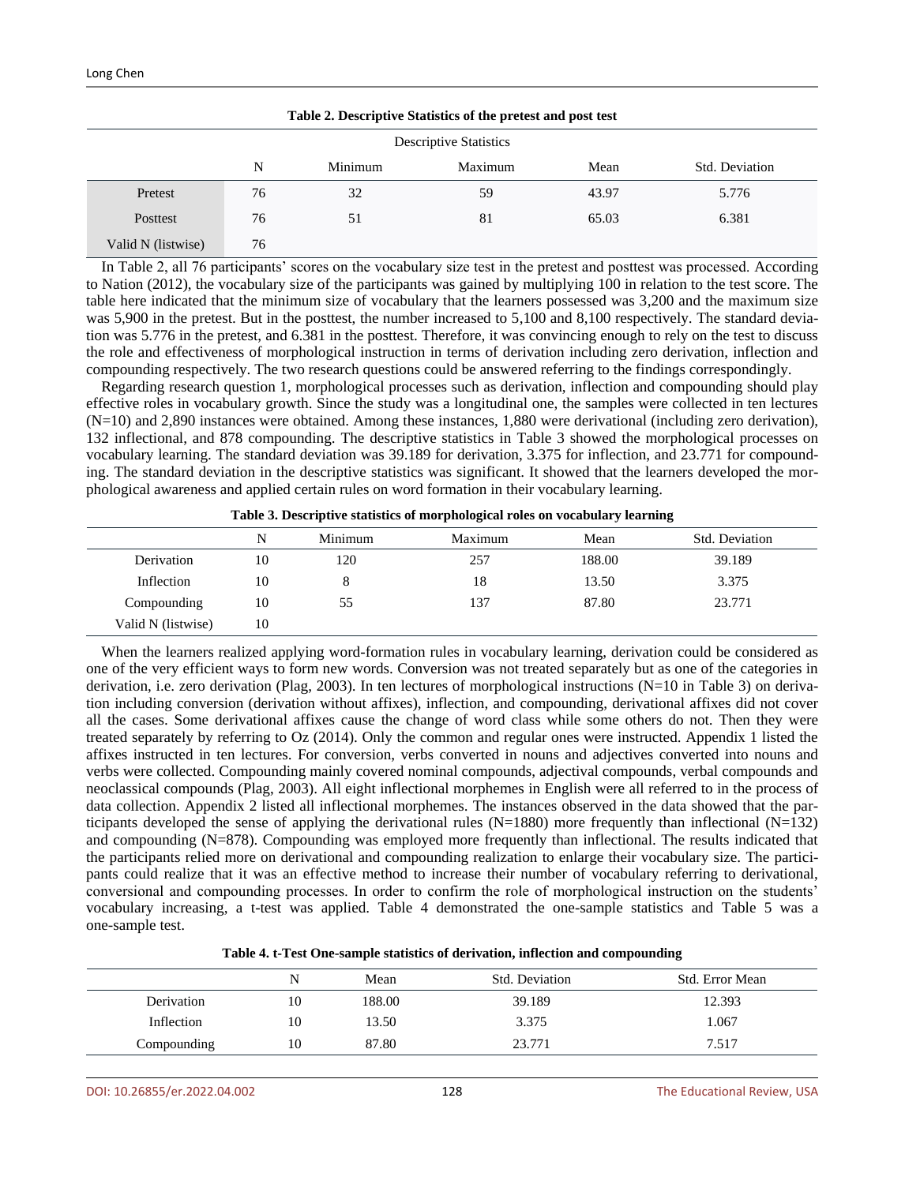**Table 2. Descriptive Statistics of the pretest and post test**

| Descriptive Statistics | | | | | |
|---|---|---|---|---|---|
| | N | Minimum | Maximum | Mean | Std. Deviation |
| Pretest | 76 | 32 | 59 | 43.97 | 5.776 |
| Posttest | 76 | 51 | 81 | 65.03 | 6.381 |
| Valid N (listwise) | 76 | | | | |

In Table 2, all 76 participants' scores on the vocabulary size test in the pretest and posttest was processed. According to Nation (2012), the vocabulary size of the participants was gained by multiplying 100 in relation to the test score. The table here indicated that the minimum size of vocabulary that the learners possessed was 3,200 and the maximum size was 5,900 in the pretest. But in the posttest, the number increased to 5,100 and 8,100 respectively. The standard deviation was 5.776 in the pretest, and 6.381 in the posttest. Therefore, it was convincing enough to rely on the test to discuss the role and effectiveness of morphological instruction in terms of derivation including zero derivation, inflection and compounding respectively. The two research questions could be answered referring to the findings correspondingly.

Regarding research question 1, morphological processes such as derivation, inflection and compounding should play effective roles in vocabulary growth. Since the study was a longitudinal one, the samples were collected in ten lectures (N=10) and 2,890 instances were obtained. Among these instances, 1,880 were derivational (including zero derivation), 132 inflectional, and 878 compounding. The descriptive statistics in Table 3 showed the morphological processes on vocabulary learning. The standard deviation was 39.189 for derivation, 3.375 for inflection, and 23.771 for compounding. The standard deviation in the descriptive statistics was significant. It showed that the learners developed the morphological awareness and applied certain rules on word formation in their vocabulary learning.

**Table 3. Descriptive statistics of morphological roles on vocabulary learning**

| | N | Minimum | Maximum | Mean | Std. Deviation |
|---|---|---|---|---|---|
| Derivation | 10 | 120 | 257 | 188.00 | 39.189 |
| Inflection | 10 | 8 | 18 | 13.50 | 3.375 |
| Compounding | 10 | 55 | 137 | 87.80 | 23.771 |
| Valid N (listwise) | 10 | | | | |

When the learners realized applying word-formation rules in vocabulary learning, derivation could be considered as one of the very efficient ways to form new words. Conversion was not treated separately but as one of the categories in derivation, i.e. zero derivation (Plag, 2003). In ten lectures of morphological instructions (N=10 in Table 3) on derivation including conversion (derivation without affixes), inflection, and compounding, derivational affixes did not cover all the cases. Some derivational affixes cause the change of word class while some others do not. Then they were treated separately by referring to Oz (2014). Only the common and regular ones were instructed. Appendix 1 listed the affixes instructed in ten lectures. For conversion, verbs converted in nouns and adjectives converted into nouns and verbs were collected. Compounding mainly covered nominal compounds, adjectival compounds, verbal compounds and neoclassical compounds (Plag, 2003). All eight inflectional morphemes in English were all referred to in the process of data collection. Appendix 2 listed all inflectional morphemes. The instances observed in the data showed that the participants developed the sense of applying the derivational rules (N=1880) more frequently than inflectional (N=132) and compounding (N=878). Compounding was employed more frequently than inflectional. The results indicated that the participants relied more on derivational and compounding realization to enlarge their vocabulary size. The participants could realize that it was an effective method to increase their number of vocabulary referring to derivational, conversional and compounding processes. In order to confirm the role of morphological instruction on the students' vocabulary increasing, a t-test was applied. Table 4 demonstrated the one-sample statistics and Table 5 was a one-sample test.

**Table 4. t-Test One-sample statistics of derivation, inflection and compounding**

| | N | Mean | Std. Deviation | Std. Error Mean |
|---|---|---|---|---|
| Derivation | 10 | 188.00 | 39.189 | 12.393 |
| Inflection | 10 | 13.50 | 3.375 | 1.067 |
| Compounding | 10 | 87.80 | 23.771 | 7.517 |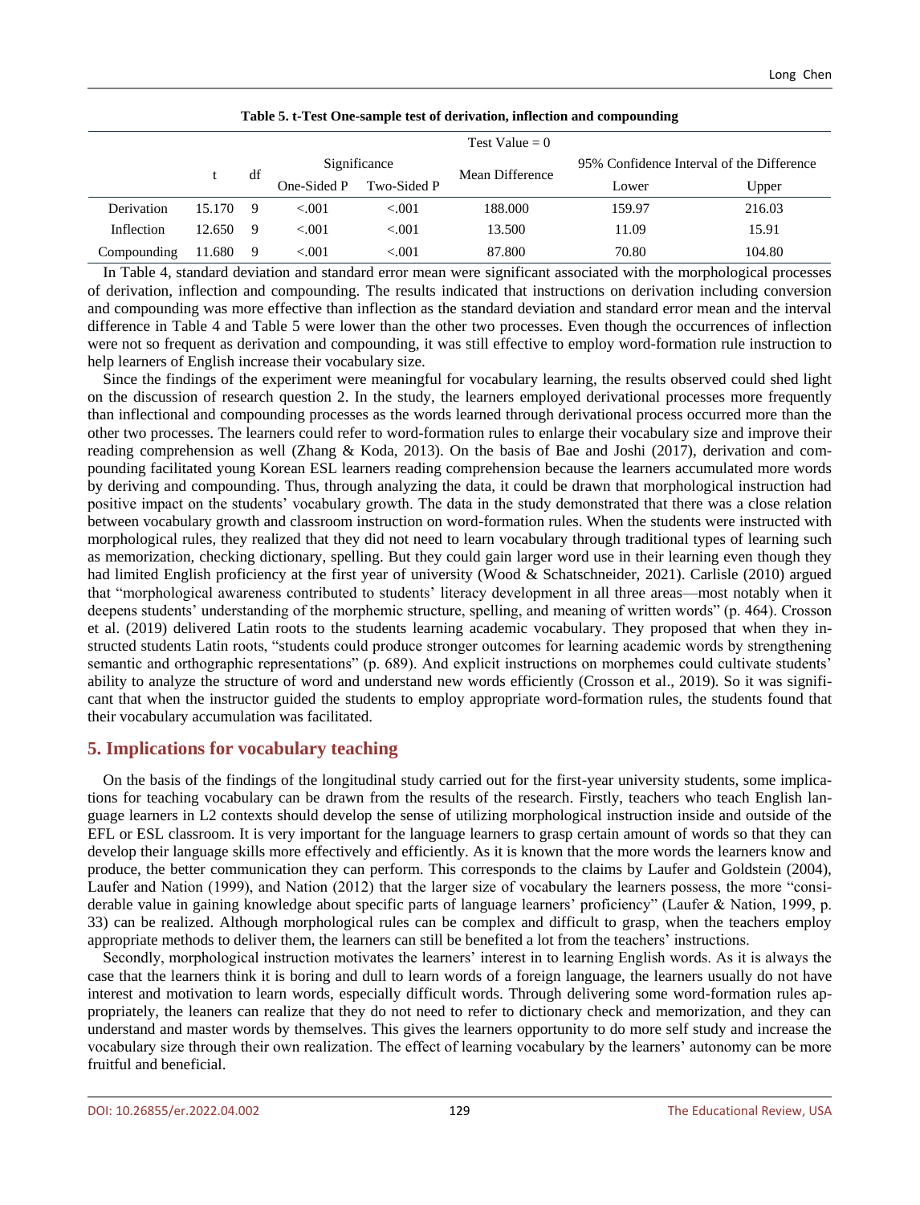**Table 5. t-Test One-sample test of derivation, inflection and compounding**

| | Test Value = 0 | | | | | | |
|---|---|---|---|---|---|---|---|
| | t | df | Significance | | Mean Difference | 95% Confidence Interval of the Difference | |
| | | | One-Sided P | Two-Sided P | | Lower | Upper |
| Derivation | 15.170 | 9 | <.001 | <.001 | 188.000 | 159.97 | 216.03 |
| Inflection | 12.650 | 9 | <.001 | <.001 | 13.500 | 11.09 | 15.91 |
| Compounding | 11.680 | 9 | <.001 | <.001 | 87.800 | 70.80 | 104.80 |

In Table 4, standard deviation and standard error mean were significant associated with the morphological processes of derivation, inflection and compounding. The results indicated that instructions on derivation including conversion and compounding was more effective than inflection as the standard deviation and standard error mean and the interval difference in Table 4 and Table 5 were lower than the other two processes. Even though the occurrences of inflection were not so frequent as derivation and compounding, it was still effective to employ word-formation rule instruction to help learners of English increase their vocabulary size.

Since the findings of the experiment were meaningful for vocabulary learning, the results observed could shed light on the discussion of research question 2. In the study, the learners employed derivational processes more frequently than inflectional and compounding processes as the words learned through derivational process occurred more than the other two processes. The learners could refer to word-formation rules to enlarge their vocabulary size and improve their reading comprehension as well (Zhang & Koda, 2013). On the basis of Bae and Joshi (2017), derivation and compounding facilitated young Korean ESL learners reading comprehension because the learners accumulated more words by deriving and compounding. Thus, through analyzing the data, it could be drawn that morphological instruction had positive impact on the students' vocabulary growth. The data in the study demonstrated that there was a close relation between vocabulary growth and classroom instruction on word-formation rules. When the students were instructed with morphological rules, they realized that they did not need to learn vocabulary through traditional types of learning such as memorization, checking dictionary, spelling. But they could gain larger word use in their learning even though they had limited English proficiency at the first year of university (Wood & Schatschneider, 2021). Carlisle (2010) argued that "morphological awareness contributed to students' literacy development in all three areas—most notably when it deepens students' understanding of the morphemic structure, spelling, and meaning of written words" (p. 464). Crosson et al. (2019) delivered Latin roots to the students learning academic vocabulary. They proposed that when they instructed students Latin roots, "students could produce stronger outcomes for learning academic words by strengthening semantic and orthographic representations" (p. 689). And explicit instructions on morphemes could cultivate students' ability to analyze the structure of word and understand new words efficiently (Crosson et al., 2019). So it was significant that when the instructor guided the students to employ appropriate word-formation rules, the students found that their vocabulary accumulation was facilitated.

## 5. Implications for vocabulary teaching

On the basis of the findings of the longitudinal study carried out for the first-year university students, some implications for teaching vocabulary can be drawn from the results of the research. Firstly, teachers who teach English language learners in L2 contexts should develop the sense of utilizing morphological instruction inside and outside of the EFL or ESL classroom. It is very important for the language learners to grasp certain amount of words so that they can develop their language skills more effectively and efficiently. As it is known that the more words the learners know and produce, the better communication they can perform. This corresponds to the claims by Laufer and Goldstein (2004), Laufer and Nation (1999), and Nation (2012) that the larger size of vocabulary the learners possess, the more "considerable value in gaining knowledge about specific parts of language learners' proficiency" (Laufer & Nation, 1999, p. 33) can be realized. Although morphological rules can be complex and difficult to grasp, when the teachers employ appropriate methods to deliver them, the learners can still be benefited a lot from the teachers' instructions.

Secondly, morphological instruction motivates the learners' interest in to learning English words. As it is always the case that the learners think it is boring and dull to learn words of a foreign language, the learners usually do not have interest and motivation to learn words, especially difficult words. Through delivering some word-formation rules appropriately, the leaners can realize that they do not need to refer to dictionary check and memorization, and they can understand and master words by themselves. This gives the learners opportunity to do more self study and increase the vocabulary size through their own realization. The effect of learning vocabulary by the learners' autonomy can be more fruitful and beneficial.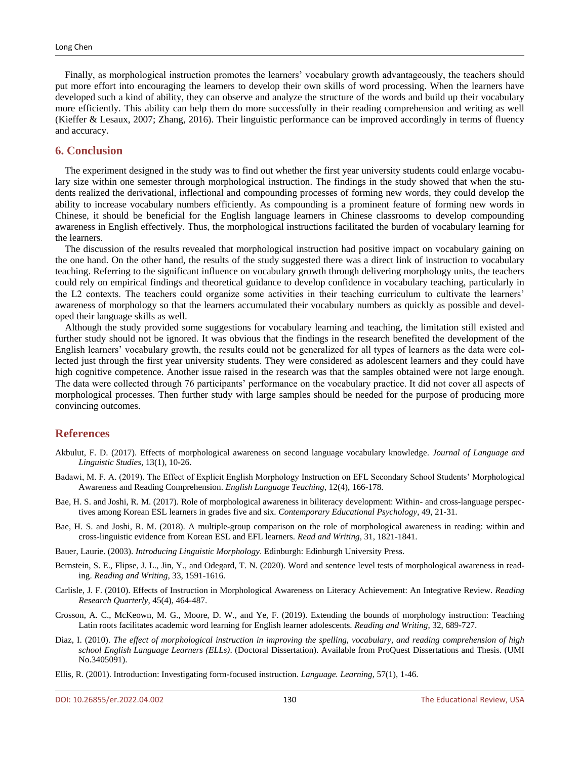Finally, as morphological instruction promotes the learners' vocabulary growth advantageously, the teachers should put more effort into encouraging the learners to develop their own skills of word processing. When the learners have developed such a kind of ability, they can observe and analyze the structure of the words and build up their vocabulary more efficiently. This ability can help them do more successfully in their reading comprehension and writing as well (Kieffer & Lesaux, 2007; Zhang, 2016). Their linguistic performance can be improved accordingly in terms of fluency and accuracy.

## 6. Conclusion

The experiment designed in the study was to find out whether the first year university students could enlarge vocabulary size within one semester through morphological instruction. The findings in the study showed that when the students realized the derivational, inflectional and compounding processes of forming new words, they could develop the ability to increase vocabulary numbers efficiently. As compounding is a prominent feature of forming new words in Chinese, it should be beneficial for the English language learners in Chinese classrooms to develop compounding awareness in English effectively. Thus, the morphological instructions facilitated the burden of vocabulary learning for the learners.

The discussion of the results revealed that morphological instruction had positive impact on vocabulary gaining on the one hand. On the other hand, the results of the study suggested there was a direct link of instruction to vocabulary teaching. Referring to the significant influence on vocabulary growth through delivering morphology units, the teachers could rely on empirical findings and theoretical guidance to develop confidence in vocabulary teaching, particularly in the L2 contexts. The teachers could organize some activities in their teaching curriculum to cultivate the learners' awareness of morphology so that the learners accumulated their vocabulary numbers as quickly as possible and developed their language skills as well.

Although the study provided some suggestions for vocabulary learning and teaching, the limitation still existed and further study should not be ignored. It was obvious that the findings in the research benefited the development of the English learners' vocabulary growth, the results could not be generalized for all types of learners as the data were collected just through the first year university students. They were considered as adolescent learners and they could have high cognitive competence. Another issue raised in the research was that the samples obtained were not large enough. The data were collected through 76 participants' performance on the vocabulary practice. It did not cover all aspects of morphological processes. Then further study with large samples should be needed for the purpose of producing more convincing outcomes.

## References

Akbulut, F. D. (2017). Effects of morphological awareness on second language vocabulary knowledge. *Journal of Language and Linguistic Studies*, 13(1), 10-26.

Badawi, M. F. A. (2019). The Effect of Explicit English Morphology Instruction on EFL Secondary School Students' Morphological Awareness and Reading Comprehension. *English Language Teaching*, 12(4), 166-178.

Bae, H. S. and Joshi, R. M. (2017). Role of morphological awareness in biliteracy development: Within- and cross-language perspectives among Korean ESL learners in grades five and six. *Contemporary Educational Psychology*, 49, 21-31.

Bae, H. S. and Joshi, R. M. (2018). A multiple-group comparison on the role of morphological awareness in reading: within and cross-linguistic evidence from Korean ESL and EFL learners. *Read and Writing*, 31, 1821-1841.

Bauer, Laurie. (2003). *Introducing Linguistic Morphology*. Edinburgh: Edinburgh University Press.

Bernstein, S. E., Flipse, J. L., Jin, Y., and Odegard, T. N. (2020). Word and sentence level tests of morphological awareness in reading. *Reading and Writing*, 33, 1591-1616.

Carlisle, J. F. (2010). Effects of Instruction in Morphological Awareness on Literacy Achievement: An Integrative Review. *Reading Research Quarterly*, 45(4), 464-487.

Crosson, A. C., McKeown, M. G., Moore, D. W., and Ye, F. (2019). Extending the bounds of morphology instruction: Teaching Latin roots facilitates academic word learning for English learner adolescents. *Reading and Writing*, 32, 689-727.

Diaz, I. (2010). *The effect of morphological instruction in improving the spelling, vocabulary, and reading comprehension of high school English Language Learners (ELLs)*. (Doctoral Dissertation). Available from ProQuest Dissertations and Thesis. (UMI No.3405091).

Ellis, R. (2001). Introduction: Investigating form-focused instruction. *Language. Learning*, 57(1), 1-46.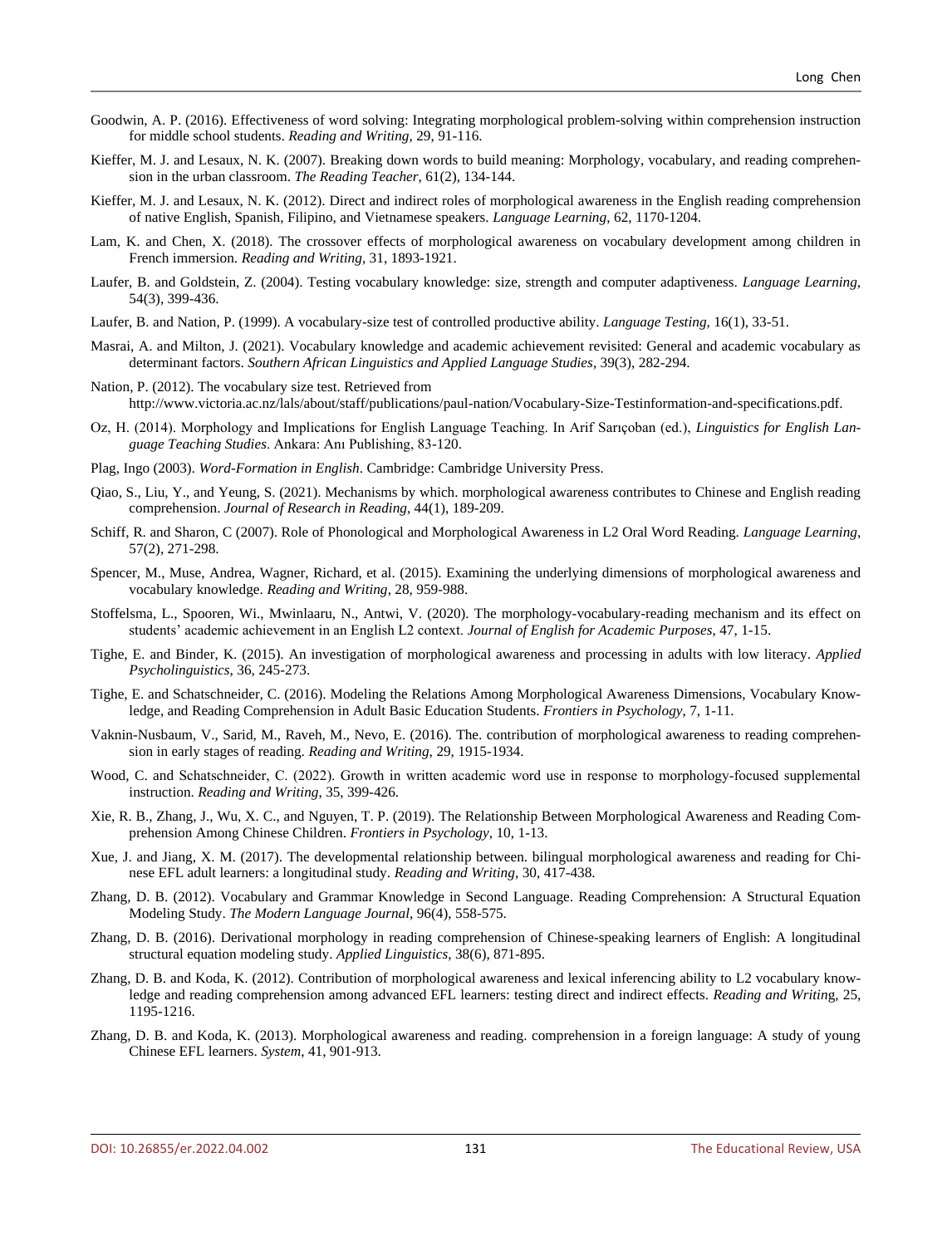Goodwin, A. P. (2016). Effectiveness of word solving: Integrating morphological problem-solving within comprehension instruction for middle school students. *Reading and Writing*, 29, 91-116.

Kieffer, M. J. and Lesaux, N. K. (2007). Breaking down words to build meaning: Morphology, vocabulary, and reading comprehension in the urban classroom. *The Reading Teacher*, 61(2), 134-144.

Kieffer, M. J. and Lesaux, N. K. (2012). Direct and indirect roles of morphological awareness in the English reading comprehension of native English, Spanish, Filipino, and Vietnamese speakers. *Language Learning*, 62, 1170-1204.

Lam, K. and Chen, X. (2018). The crossover effects of morphological awareness on vocabulary development among children in French immersion. *Reading and Writing*, 31, 1893-1921.

Laufer, B. and Goldstein, Z. (2004). Testing vocabulary knowledge: size, strength and computer adaptiveness. *Language Learning*, 54(3), 399-436.

Laufer, B. and Nation, P. (1999). A vocabulary-size test of controlled productive ability. *Language Testing*, 16(1), 33-51.

Masrai, A. and Milton, J. (2021). Vocabulary knowledge and academic achievement revisited: General and academic vocabulary as determinant factors. *Southern African Linguistics and Applied Language Studies*, 39(3), 282-294.

Nation, P. (2012). The vocabulary size test. Retrieved from http://www.victoria.ac.nz/lals/about/staff/publications/paul-nation/Vocabulary-Size-Testinformation-and-specifications.pdf.

Oz, H. (2014). Morphology and Implications for English Language Teaching. In Arif Sarıçoban (ed.), *Linguistics for English Language Teaching Studies*. Ankara: Anı Publishing, 83-120.

Plag, Ingo (2003). *Word-Formation in English*. Cambridge: Cambridge University Press.

Qiao, S., Liu, Y., and Yeung, S. (2021). Mechanisms by which. morphological awareness contributes to Chinese and English reading comprehension. *Journal of Research in Reading*, 44(1), 189-209.

Schiff, R. and Sharon, C (2007). Role of Phonological and Morphological Awareness in L2 Oral Word Reading. *Language Learning*, 57(2), 271-298.

Spencer, M., Muse, Andrea, Wagner, Richard, et al. (2015). Examining the underlying dimensions of morphological awareness and vocabulary knowledge. *Reading and Writing*, 28, 959-988.

Stoffelsma, L., Spooren, Wi., Mwinlaaru, N., Antwi, V. (2020). The morphology-vocabulary-reading mechanism and its effect on students' academic achievement in an English L2 context. *Journal of English for Academic Purposes*, 47, 1-15.

Tighe, E. and Binder, K. (2015). An investigation of morphological awareness and processing in adults with low literacy. *Applied Psycholinguistics*, 36, 245-273.

Tighe, E. and Schatschneider, C. (2016). Modeling the Relations Among Morphological Awareness Dimensions, Vocabulary Knowledge, and Reading Comprehension in Adult Basic Education Students. *Frontiers in Psychology*, 7, 1-11.

Vaknin-Nusbaum, V., Sarid, M., Raveh, M., Nevo, E. (2016). The. contribution of morphological awareness to reading comprehension in early stages of reading. *Reading and Writing*, 29, 1915-1934.

Wood, C. and Schatschneider, C. (2022). Growth in written academic word use in response to morphology-focused supplemental instruction. *Reading and Writing*, 35, 399-426.

Xie, R. B., Zhang, J., Wu, X. C., and Nguyen, T. P. (2019). The Relationship Between Morphological Awareness and Reading Comprehension Among Chinese Children. *Frontiers in Psychology*, 10, 1-13.

Xue, J. and Jiang, X. M. (2017). The developmental relationship between. bilingual morphological awareness and reading for Chinese EFL adult learners: a longitudinal study. *Reading and Writing*, 30, 417-438.

Zhang, D. B. (2012). Vocabulary and Grammar Knowledge in Second Language. Reading Comprehension: A Structural Equation Modeling Study. *The Modern Language Journal*, 96(4), 558-575.

Zhang, D. B. (2016). Derivational morphology in reading comprehension of Chinese-speaking learners of English: A longitudinal structural equation modeling study. *Applied Linguistics*, 38(6), 871-895.

Zhang, D. B. and Koda, K. (2012). Contribution of morphological awareness and lexical inferencing ability to L2 vocabulary knowledge and reading comprehension among advanced EFL learners: testing direct and indirect effects. *Reading and Writing*, 25, 1195-1216.

Zhang, D. B. and Koda, K. (2013). Morphological awareness and reading. comprehension in a foreign language: A study of young Chinese EFL learners. *System*, 41, 901-913.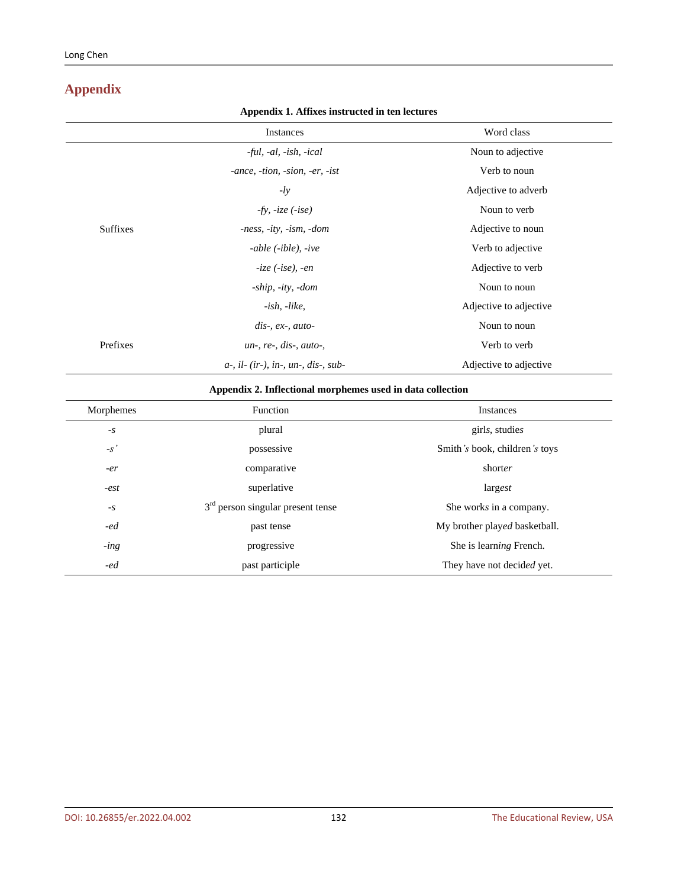## Appendix

**Appendix 1. Affixes instructed in ten lectures**

| | Instances | Word class |
|---|---|---|
| Suffixes | *-ful, -al, -ish, -ical* | Noun to adjective |
| | *-ance, -tion, -sion, -er, -ist* | Verb to noun |
| | *-ly* | Adjective to adverb |
| | *-fy, -ize (-ise)* | Noun to verb |
| | *-ness, -ity, -ism, -dom* | Adjective to noun |
| | *-able (-ible), -ive* | Verb to adjective |
| | *-ize (-ise), -en* | Adjective to verb |
| | *-ship, -ity, -dom* | Noun to noun |
| | *-ish, -like,* | Adjective to adjective |
| Prefixes | *dis-, ex-, auto-* | Noun to noun |
| | *un-, re-, dis-, auto-,* | Verb to verb |
| | *a-, il- (ir-), in-, un-, dis-, sub-* | Adjective to adjective |

**Appendix 2. Inflectional morphemes used in data collection**

| Morphemes | Function | Instances |
|---|---|---|
| *-s* | plural | girl*s*, studie*s* |
| *-s'* | possessive | Smith*'s* book, children*'s* toys |
| *-er* | comparative | short*er* |
| *-est* | superlative | larg*est* |
| *-s* | 3rd person singular present tense | She work*s* in a company. |
| *-ed* | past tense | My brother play*ed* basketball. |
| *-ing* | progressive | She is learn*ing* French. |
| *-ed* | past participle | They have not decid*ed* yet. |